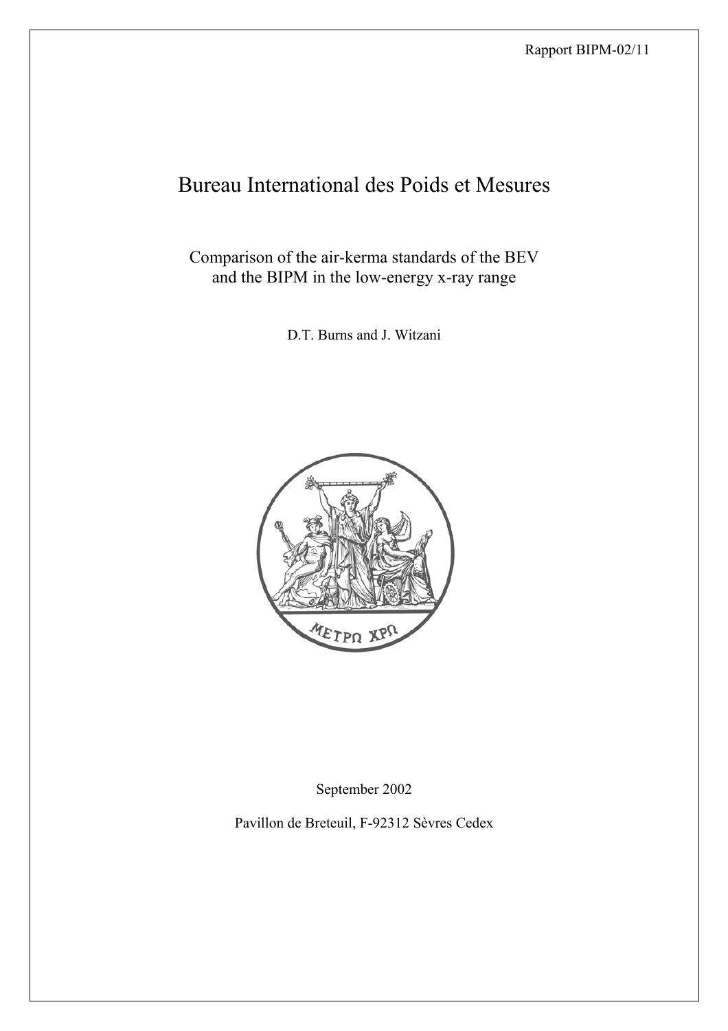Rapport BIPM-02/11

# Bureau International des Poids et Mesures

## Comparison of the air-kerma standards of the BEV and the BIPM in the low-energy x-ray range

D.T. Burns and J. Witzani

ΜΕΤΡΩ ΧΡΩ

September 2002

Pavillon de Breteuil, F-92312 Sèvres Cedex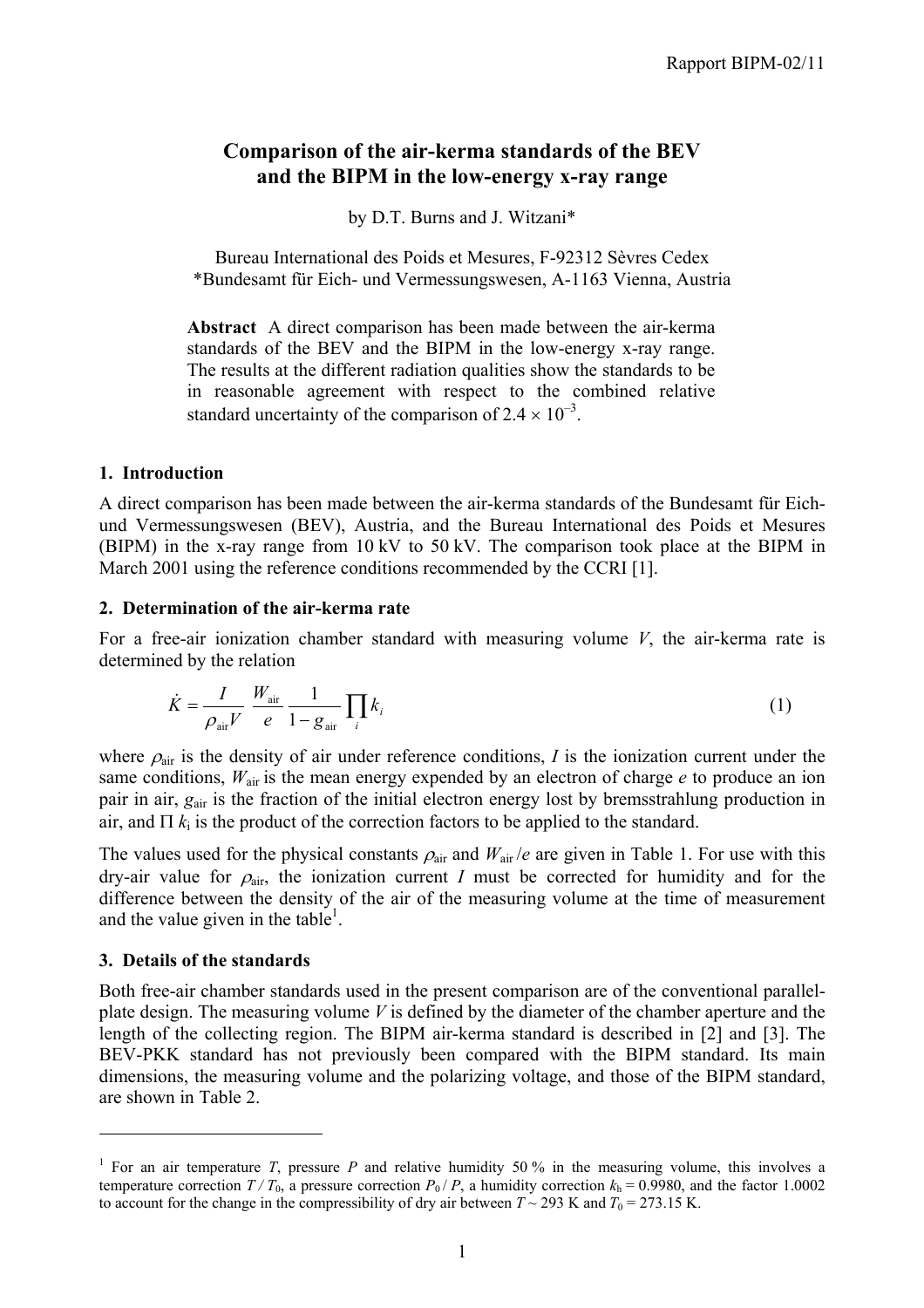# Comparison of the air-kerma standards of the BEV and the BIPM in the low-energy x-ray range

by D.T. Burns and J. Witzani*

Bureau International des Poids et Mesures, F-92312 Sèvres Cedex
*Bundesamt für Eich- und Vermessungswesen, A-1163 Vienna, Austria

**Abstract** A direct comparison has been made between the air-kerma standards of the BEV and the BIPM in the low-energy x-ray range. The results at the different radiation qualities show the standards to be in reasonable agreement with respect to the combined relative standard uncertainty of the comparison of $2.4 \times 10^{-3}$.

## 1. Introduction

A direct comparison has been made between the air-kerma standards of the Bundesamt für Eich- und Vermessungswesen (BEV), Austria, and the Bureau International des Poids et Mesures (BIPM) in the x-ray range from 10 kV to 50 kV. The comparison took place at the BIPM in March 2001 using the reference conditions recommended by the CCRI [1].

## 2. Determination of the air-kerma rate

For a free-air ionization chamber standard with measuring volume $V$, the air-kerma rate is determined by the relation

$$\dot{K} = \frac{I}{\rho_{\text{air}} V} \frac{W_{\text{air}}}{e} \frac{1}{1 - g_{\text{air}}} \prod_i k_i \tag{1}$$

where $\rho_{\text{air}}$ is the density of air under reference conditions, $I$ is the ionization current under the same conditions, $W_{\text{air}}$ is the mean energy expended by an electron of charge $e$ to produce an ion pair in air, $g_{\text{air}}$ is the fraction of the initial electron energy lost by bremsstrahlung production in air, and $\Pi\, k_i$ is the product of the correction factors to be applied to the standard.

The values used for the physical constants $\rho_{\text{air}}$ and $W_{\text{air}}/e$ are given in Table 1. For use with this dry-air value for $\rho_{\text{air}}$, the ionization current $I$ must be corrected for humidity and for the difference between the density of the air of the measuring volume at the time of measurement and the value given in the table[1].

## 3. Details of the standards

Both free-air chamber standards used in the present comparison are of the conventional parallel-plate design. The measuring volume $V$ is defined by the diameter of the chamber aperture and the length of the collecting region. The BIPM air-kerma standard is described in [2] and [3]. The BEV-PKK standard has not previously been compared with the BIPM standard. Its main dimensions, the measuring volume and the polarizing voltage, and those of the BIPM standard, are shown in Table 2.

---

[1] For an air temperature $T$, pressure $P$ and relative humidity 50 % in the measuring volume, this involves a temperature correction $T / T_0$, a pressure correction $P_0 / P$, a humidity correction $k_h = 0.9980$, and the factor 1.0002 to account for the change in the compressibility of dry air between $T \sim 293$ K and $T_0 = 273.15$ K.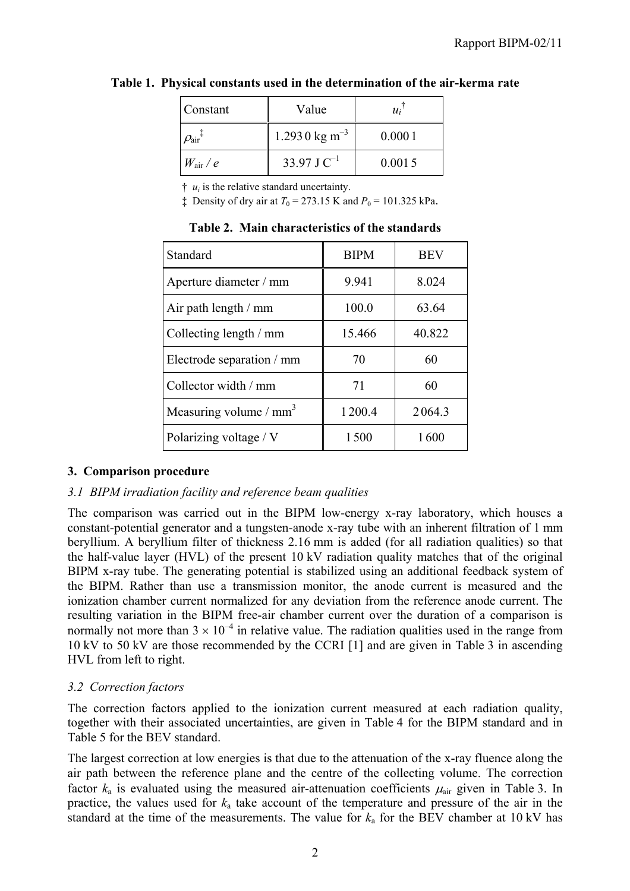**Table 1. Physical constants used in the determination of the air-kerma rate**

| Constant | Value | $u_i$ † |
|---|---|---|
| $\rho_{air}$ ‡ | 1.293 0 kg m$^{-3}$ | 0.000 1 |
| $W_{air} / e$ | 33.97 J C$^{-1}$ | 0.001 5 |

† $u_i$ is the relative standard uncertainty.

‡ Density of dry air at $T_0$ = 273.15 K and $P_0$ = 101.325 kPa.

**Table 2. Main characteristics of the standards**

| Standard | BIPM | BEV |
|---|---|---|
| Aperture diameter / mm | 9.941 | 8.024 |
| Air path length / mm | 100.0 | 63.64 |
| Collecting length / mm | 15.466 | 40.822 |
| Electrode separation / mm | 70 | 60 |
| Collector width / mm | 71 | 60 |
| Measuring volume / mm$^3$ | 1 200.4 | 2 064.3 |
| Polarizing voltage / V | 1 500 | 1 600 |

### 3. Comparison procedure

#### *3.1 BIPM irradiation facility and reference beam qualities*

The comparison was carried out in the BIPM low-energy x-ray laboratory, which houses a constant-potential generator and a tungsten-anode x-ray tube with an inherent filtration of 1 mm beryllium. A beryllium filter of thickness 2.16 mm is added (for all radiation qualities) so that the half-value layer (HVL) of the present 10 kV radiation quality matches that of the original BIPM x-ray tube. The generating potential is stabilized using an additional feedback system of the BIPM. Rather than use a transmission monitor, the anode current is measured and the ionization chamber current normalized for any deviation from the reference anode current. The resulting variation in the BIPM free-air chamber current over the duration of a comparison is normally not more than $3 \times 10^{-4}$ in relative value. The radiation qualities used in the range from 10 kV to 50 kV are those recommended by the CCRI [1] and are given in Table 3 in ascending HVL from left to right.

#### *3.2 Correction factors*

The correction factors applied to the ionization current measured at each radiation quality, together with their associated uncertainties, are given in Table 4 for the BIPM standard and in Table 5 for the BEV standard.

The largest correction at low energies is that due to the attenuation of the x-ray fluence along the air path between the reference plane and the centre of the collecting volume. The correction factor $k_a$ is evaluated using the measured air-attenuation coefficients $\mu_{air}$ given in Table 3. In practice, the values used for $k_a$ take account of the temperature and pressure of the air in the standard at the time of the measurements. The value for $k_a$ for the BEV chamber at 10 kV has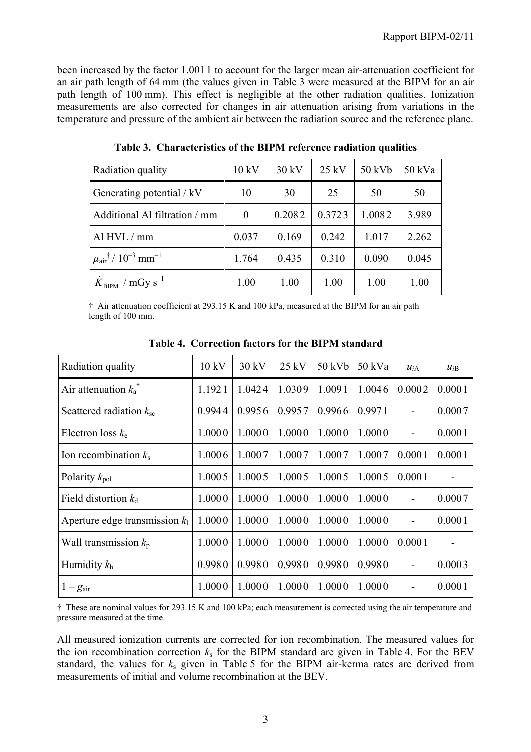been increased by the factor 1.001 1 to account for the larger mean air-attenuation coefficient for an air path length of 64 mm (the values given in Table 3 were measured at the BIPM for an air path length of 100 mm). This effect is negligible at the other radiation qualities. Ionization measurements are also corrected for changes in air attenuation arising from variations in the temperature and pressure of the ambient air between the radiation source and the reference plane.

**Table 3. Characteristics of the BIPM reference radiation qualities**

| Radiation quality | 10 kV | 30 kV | 25 kV | 50 kVb | 50 kVa |
|---|---|---|---|---|---|
| Generating potential / kV | 10 | 30 | 25 | 50 | 50 |
| Additional Al filtration / mm | 0 | 0.208 2 | 0.372 3 | 1.008 2 | 3.989 |
| Al HVL / mm | 0.037 | 0.169 | 0.242 | 1.017 | 2.262 |
| $\mu_{air}^{\dagger}$ / $10^{-3}$ mm$^{-1}$ | 1.764 | 0.435 | 0.310 | 0.090 | 0.045 |
| $\dot{K}_{BIPM}$ / mGy s$^{-1}$ | 1.00 | 1.00 | 1.00 | 1.00 | 1.00 |

† Air attenuation coefficient at 293.15 K and 100 kPa, measured at the BIPM for an air path length of 100 mm.

**Table 4. Correction factors for the BIPM standard**

| Radiation quality | 10 kV | 30 kV | 25 kV | 50 kVb | 50 kVa | $u_{iA}$ | $u_{iB}$ |
|---|---|---|---|---|---|---|---|
| Air attenuation $k_a^{\dagger}$ | 1.192 1 | 1.042 4 | 1.030 9 | 1.009 1 | 1.004 6 | 0.000 2 | 0.000 1 |
| Scattered radiation $k_{sc}$ | 0.994 4 | 0.995 6 | 0.995 7 | 0.996 6 | 0.997 1 | - | 0.000 7 |
| Electron loss $k_e$ | 1.000 0 | 1.000 0 | 1.000 0 | 1.000 0 | 1.000 0 | - | 0.000 1 |
| Ion recombination $k_s$ | 1.000 6 | 1.000 7 | 1.000 7 | 1.000 7 | 1.000 7 | 0.000 1 | 0.000 1 |
| Polarity $k_{pol}$ | 1.000 5 | 1.000 5 | 1.000 5 | 1.000 5 | 1.000 5 | 0.000 1 | - |
| Field distortion $k_d$ | 1.000 0 | 1.000 0 | 1.000 0 | 1.000 0 | 1.000 0 | - | 0.000 7 |
| Aperture edge transmission $k_l$ | 1.000 0 | 1.000 0 | 1.000 0 | 1.000 0 | 1.000 0 | - | 0.000 1 |
| Wall transmission $k_p$ | 1.000 0 | 1.000 0 | 1.000 0 | 1.000 0 | 1.000 0 | 0.000 1 | - |
| Humidity $k_h$ | 0.998 0 | 0.998 0 | 0.998 0 | 0.998 0 | 0.998 0 | - | 0.000 3 |
| $1 - g_{air}$ | 1.000 0 | 1.000 0 | 1.000 0 | 1.000 0 | 1.000 0 | - | 0.000 1 |

† These are nominal values for 293.15 K and 100 kPa; each measurement is corrected using the air temperature and pressure measured at the time.

All measured ionization currents are corrected for ion recombination. The measured values for the ion recombination correction $k_s$ for the BIPM standard are given in Table 4. For the BEV standard, the values for $k_s$ given in Table 5 for the BIPM air-kerma rates are derived from measurements of initial and volume recombination at the BEV.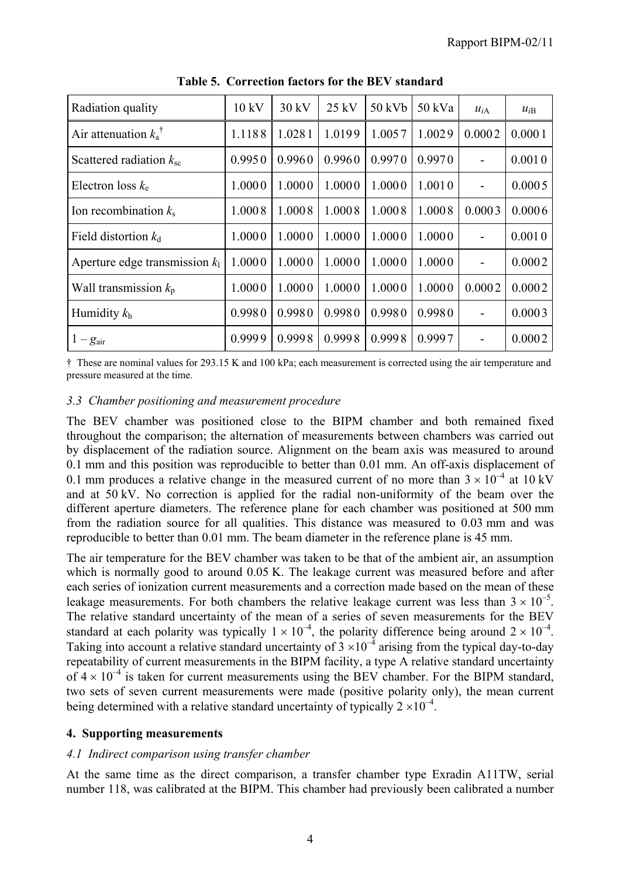**Table 5. Correction factors for the BEV standard**

| Radiation quality | 10 kV | 30 kV | 25 kV | 50 kVb | 50 kVa | $u_{iA}$ | $u_{iB}$ |
|---|---|---|---|---|---|---|---|
| Air attenuation $k_a$ † | 1.1188 | 1.0281 | 1.0199 | 1.0057 | 1.0029 | 0.0002 | 0.0001 |
| Scattered radiation $k_{sc}$ | 0.9950 | 0.9960 | 0.9960 | 0.9970 | 0.9970 | - | 0.0010 |
| Electron loss $k_e$ | 1.0000 | 1.0000 | 1.0000 | 1.0000 | 1.0010 | - | 0.0005 |
| Ion recombination $k_s$ | 1.0008 | 1.0008 | 1.0008 | 1.0008 | 1.0008 | 0.0003 | 0.0006 |
| Field distortion $k_d$ | 1.0000 | 1.0000 | 1.0000 | 1.0000 | 1.0000 | - | 0.0010 |
| Aperture edge transmission $k_l$ | 1.0000 | 1.0000 | 1.0000 | 1.0000 | 1.0000 | - | 0.0002 |
| Wall transmission $k_p$ | 1.0000 | 1.0000 | 1.0000 | 1.0000 | 1.0000 | 0.0002 | 0.0002 |
| Humidity $k_h$ | 0.9980 | 0.9980 | 0.9980 | 0.9980 | 0.9980 | - | 0.0003 |
| $1 - g_{air}$ | 0.9999 | 0.9998 | 0.9998 | 0.9998 | 0.9997 | - | 0.0002 |

† These are nominal values for 293.15 K and 100 kPa; each measurement is corrected using the air temperature and pressure measured at the time.

### *3.3 Chamber positioning and measurement procedure*

The BEV chamber was positioned close to the BIPM chamber and both remained fixed throughout the comparison; the alternation of measurements between chambers was carried out by displacement of the radiation source. Alignment on the beam axis was measured to around 0.1 mm and this position was reproducible to better than 0.01 mm. An off-axis displacement of 0.1 mm produces a relative change in the measured current of no more than $3 \times 10^{-4}$ at 10 kV and at 50 kV. No correction is applied for the radial non-uniformity of the beam over the different aperture diameters. The reference plane for each chamber was positioned at 500 mm from the radiation source for all qualities. This distance was measured to 0.03 mm and was reproducible to better than 0.01 mm. The beam diameter in the reference plane is 45 mm.

The air temperature for the BEV chamber was taken to be that of the ambient air, an assumption which is normally good to around 0.05 K. The leakage current was measured before and after each series of ionization current measurements and a correction made based on the mean of these leakage measurements. For both chambers the relative leakage current was less than $3 \times 10^{-5}$. The relative standard uncertainty of the mean of a series of seven measurements for the BEV standard at each polarity was typically $1 \times 10^{-4}$, the polarity difference being around $2 \times 10^{-4}$. Taking into account a relative standard uncertainty of $3 \times 10^{-4}$ arising from the typical day-to-day repeatability of current measurements in the BIPM facility, a type A relative standard uncertainty of $4 \times 10^{-4}$ is taken for current measurements using the BEV chamber. For the BIPM standard, two sets of seven current measurements were made (positive polarity only), the mean current being determined with a relative standard uncertainty of typically $2 \times 10^{-4}$.

## 4. Supporting measurements

### *4.1 Indirect comparison using transfer chamber*

At the same time as the direct comparison, a transfer chamber type Exradin A11TW, serial number 118, was calibrated at the BIPM. This chamber had previously been calibrated a number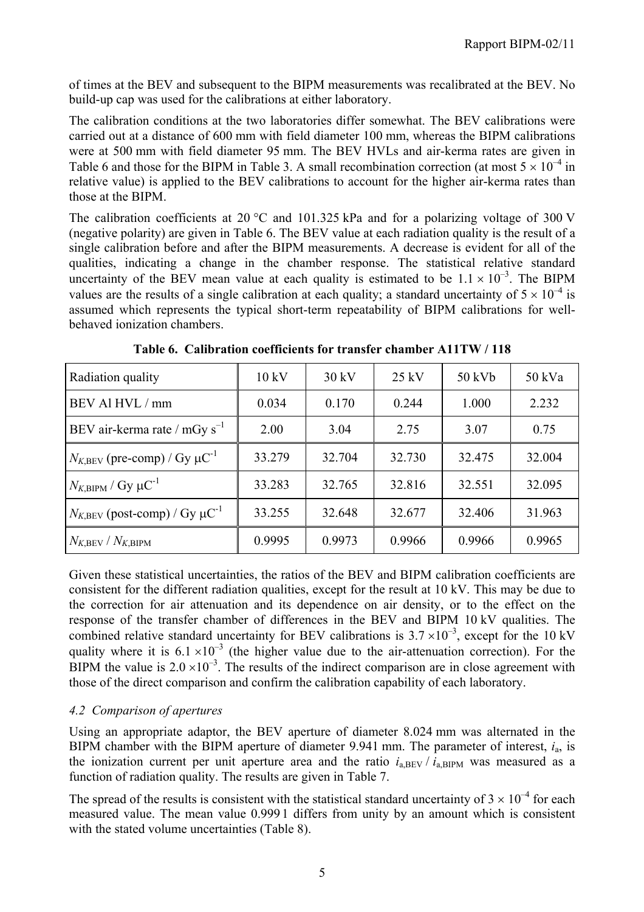of times at the BEV and subsequent to the BIPM measurements was recalibrated at the BEV. No build-up cap was used for the calibrations at either laboratory.

The calibration conditions at the two laboratories differ somewhat. The BEV calibrations were carried out at a distance of 600 mm with field diameter 100 mm, whereas the BIPM calibrations were at 500 mm with field diameter 95 mm. The BEV HVLs and air-kerma rates are given in Table 6 and those for the BIPM in Table 3. A small recombination correction (at most $5 \times 10^{-4}$ in relative value) is applied to the BEV calibrations to account for the higher air-kerma rates than those at the BIPM.

The calibration coefficients at 20 °C and 101.325 kPa and for a polarizing voltage of 300 V (negative polarity) are given in Table 6. The BEV value at each radiation quality is the result of a single calibration before and after the BIPM measurements. A decrease is evident for all of the qualities, indicating a change in the chamber response. The statistical relative standard uncertainty of the BEV mean value at each quality is estimated to be $1.1 \times 10^{-3}$. The BIPM values are the results of a single calibration at each quality; a standard uncertainty of $5 \times 10^{-4}$ is assumed which represents the typical short-term repeatability of BIPM calibrations for well-behaved ionization chambers.

**Table 6. Calibration coefficients for transfer chamber A11TW / 118**

| Radiation quality | 10 kV | 30 kV | 25 kV | 50 kVb | 50 kVa |
|---|---|---|---|---|---|
| BEV Al HVL / mm | 0.034 | 0.170 | 0.244 | 1.000 | 2.232 |
| BEV air-kerma rate / mGy s$^{-1}$ | 2.00 | 3.04 | 2.75 | 3.07 | 0.75 |
| $N_{K,\mathrm{BEV}}$ (pre-comp) / Gy μC$^{-1}$ | 33.279 | 32.704 | 32.730 | 32.475 | 32.004 |
| $N_{K,\mathrm{BIPM}}$ / Gy μC$^{-1}$ | 33.283 | 32.765 | 32.816 | 32.551 | 32.095 |
| $N_{K,\mathrm{BEV}}$ (post-comp) / Gy μC$^{-1}$ | 33.255 | 32.648 | 32.677 | 32.406 | 31.963 |
| $N_{K,\mathrm{BEV}}$ / $N_{K,\mathrm{BIPM}}$ | 0.9995 | 0.9973 | 0.9966 | 0.9966 | 0.9965 |

Given these statistical uncertainties, the ratios of the BEV and BIPM calibration coefficients are consistent for the different radiation qualities, except for the result at 10 kV. This may be due to the correction for air attenuation and its dependence on air density, or to the effect on the response of the transfer chamber of differences in the BEV and BIPM 10 kV qualities. The combined relative standard uncertainty for BEV calibrations is $3.7 \times 10^{-3}$, except for the 10 kV quality where it is $6.1 \times 10^{-3}$ (the higher value due to the air-attenuation correction). For the BIPM the value is $2.0 \times 10^{-3}$. The results of the indirect comparison are in close agreement with those of the direct comparison and confirm the calibration capability of each laboratory.

### *4.2 Comparison of apertures*

Using an appropriate adaptor, the BEV aperture of diameter 8.024 mm was alternated in the BIPM chamber with the BIPM aperture of diameter 9.941 mm. The parameter of interest, $i_\mathrm{a}$, is the ionization current per unit aperture area and the ratio $i_{\mathrm{a,BEV}} / i_{\mathrm{a,BIPM}}$ was measured as a function of radiation quality. The results are given in Table 7.

The spread of the results is consistent with the statistical standard uncertainty of $3 \times 10^{-4}$ for each measured value. The mean value 0.999 1 differs from unity by an amount which is consistent with the stated volume uncertainties (Table 8).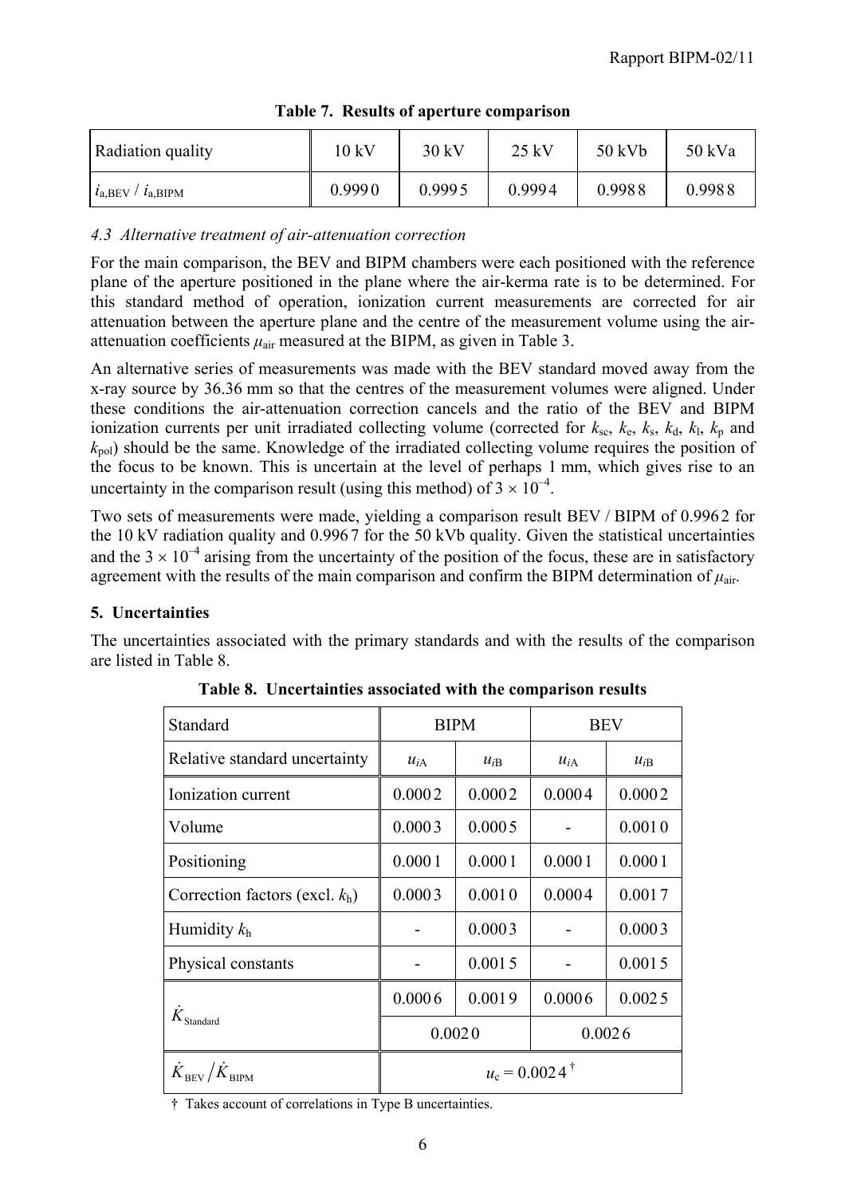**Table 7. Results of aperture comparison**

| Radiation quality | 10 kV | 30 kV | 25 kV | 50 kVb | 50 kVa |
|---|---|---|---|---|---|
| $i_{a,BEV}$ / $i_{a,BIPM}$ | 0.9990 | 0.9995 | 0.9994 | 0.9988 | 0.9988 |

### *4.3 Alternative treatment of air-attenuation correction*

For the main comparison, the BEV and BIPM chambers were each positioned with the reference plane of the aperture positioned in the plane where the air-kerma rate is to be determined. For this standard method of operation, ionization current measurements are corrected for air attenuation between the aperture plane and the centre of the measurement volume using the air-attenuation coefficients $\mu_{air}$ measured at the BIPM, as given in Table 3.

An alternative series of measurements was made with the BEV standard moved away from the x-ray source by 36.36 mm so that the centres of the measurement volumes were aligned. Under these conditions the air-attenuation correction cancels and the ratio of the BEV and BIPM ionization currents per unit irradiated collecting volume (corrected for $k_{sc}$, $k_e$, $k_s$, $k_d$, $k_l$, $k_p$ and $k_{pol}$) should be the same. Knowledge of the irradiated collecting volume requires the position of the focus to be known. This is uncertain at the level of perhaps 1 mm, which gives rise to an uncertainty in the comparison result (using this method) of $3 \times 10^{-4}$.

Two sets of measurements were made, yielding a comparison result BEV / BIPM of 0.9962 for the 10 kV radiation quality and 0.9967 for the 50 kVb quality. Given the statistical uncertainties and the $3 \times 10^{-4}$ arising from the uncertainty of the position of the focus, these are in satisfactory agreement with the results of the main comparison and confirm the BIPM determination of $\mu_{air}$.

## 5. Uncertainties

The uncertainties associated with the primary standards and with the results of the comparison are listed in Table 8.

**Table 8. Uncertainties associated with the comparison results**

| Standard | BIPM | | BEV | |
|---|---|---|---|---|
| Relative standard uncertainty | $u_{iA}$ | $u_{iB}$ | $u_{iA}$ | $u_{iB}$ |
| Ionization current | 0.0002 | 0.0002 | 0.0004 | 0.0002 |
| Volume | 0.0003 | 0.0005 | - | 0.0010 |
| Positioning | 0.0001 | 0.0001 | 0.0001 | 0.0001 |
| Correction factors (excl. $k_h$) | 0.0003 | 0.0010 | 0.0004 | 0.0017 |
| Humidity $k_h$ | - | 0.0003 | - | 0.0003 |
| Physical constants | - | 0.0015 | - | 0.0015 |
| $\dot{K}_{Standard}$ | 0.0006 | 0.0019 | 0.0006 | 0.0025 |
| | 0.0020 | | 0.0026 | |
| $\dot{K}_{BEV} / \dot{K}_{BIPM}$ | $u_c$ = 0.0024 † | | | |

† Takes account of correlations in Type B uncertainties.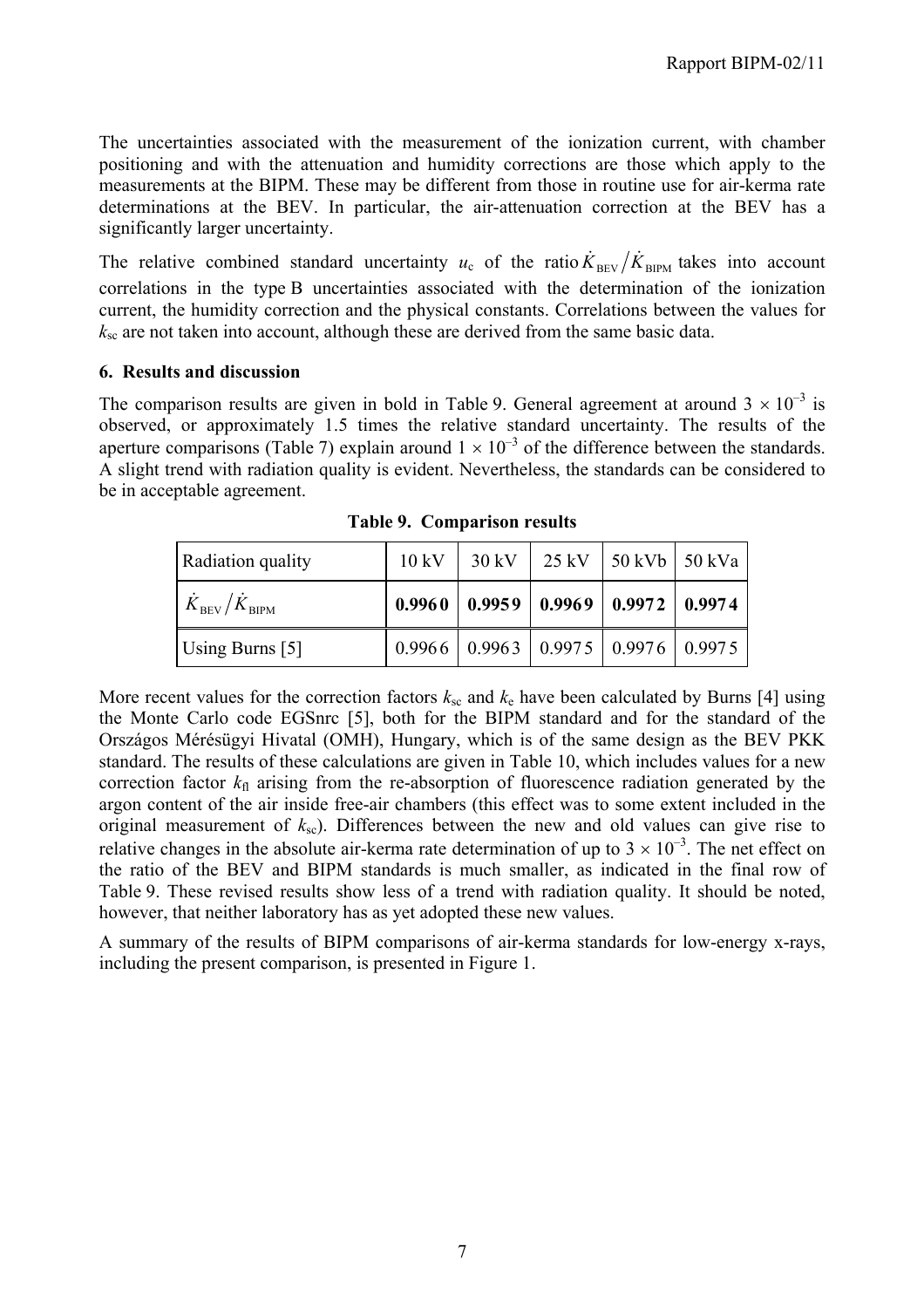The uncertainties associated with the measurement of the ionization current, with chamber positioning and with the attenuation and humidity corrections are those which apply to the measurements at the BIPM. These may be different from those in routine use for air-kerma rate determinations at the BEV. In particular, the air-attenuation correction at the BEV has a significantly larger uncertainty.

The relative combined standard uncertainty $u_c$ of the ratio $\dot{K}_{BEV}/\dot{K}_{BIPM}$ takes into account correlations in the type B uncertainties associated with the determination of the ionization current, the humidity correction and the physical constants. Correlations between the values for $k_{sc}$ are not taken into account, although these are derived from the same basic data.

## 6. Results and discussion

The comparison results are given in bold in Table 9. General agreement at around $3 \times 10^{-3}$ is observed, or approximately 1.5 times the relative standard uncertainty. The results of the aperture comparisons (Table 7) explain around $1 \times 10^{-3}$ of the difference between the standards. A slight trend with radiation quality is evident. Nevertheless, the standards can be considered to be in acceptable agreement.

**Table 9. Comparison results**

| Radiation quality | 10 kV | 30 kV | 25 kV | 50 kVb | 50 kVa |
|---|---|---|---|---|---|
| $\dot{K}_{BEV}/\dot{K}_{BIPM}$ | **0.9960** | **0.9959** | **0.9969** | **0.9972** | **0.9974** |
| Using Burns [5] | 0.9966 | 0.9963 | 0.9975 | 0.9976 | 0.9975 |

More recent values for the correction factors $k_{sc}$ and $k_e$ have been calculated by Burns [4] using the Monte Carlo code EGSnrc [5], both for the BIPM standard and for the standard of the Országos Mérésügyi Hivatal (OMH), Hungary, which is of the same design as the BEV PKK standard. The results of these calculations are given in Table 10, which includes values for a new correction factor $k_{fl}$ arising from the re-absorption of fluorescence radiation generated by the argon content of the air inside free-air chambers (this effect was to some extent included in the original measurement of $k_{sc}$). Differences between the new and old values can give rise to relative changes in the absolute air-kerma rate determination of up to $3 \times 10^{-3}$. The net effect on the ratio of the BEV and BIPM standards is much smaller, as indicated in the final row of Table 9. These revised results show less of a trend with radiation quality. It should be noted, however, that neither laboratory has as yet adopted these new values.

A summary of the results of BIPM comparisons of air-kerma standards for low-energy x-rays, including the present comparison, is presented in Figure 1.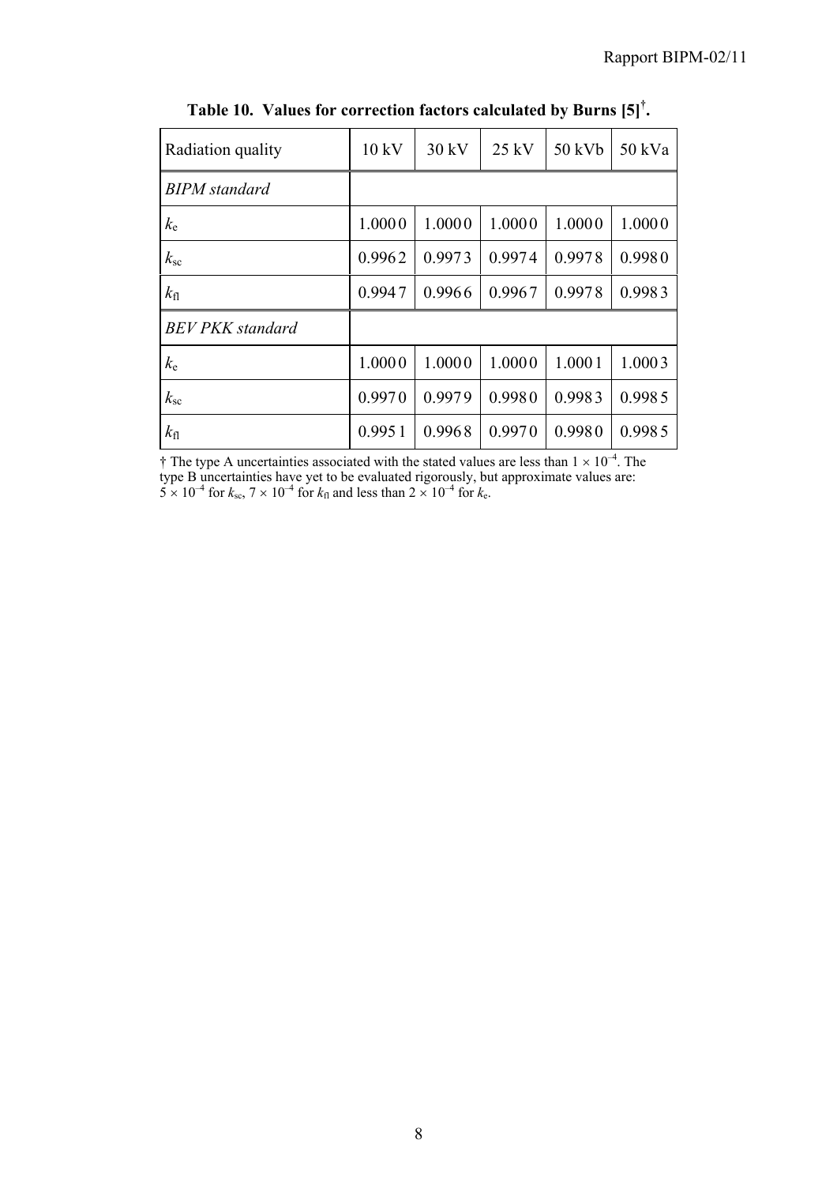**Table 10. Values for correction factors calculated by Burns [5][†].**

| Radiation quality | 10 kV | 30 kV | 25 kV | 50 kVb | 50 kVa |
|---|---|---|---|---|---|
| *BIPM standard* | | | | | |
| $k_e$ | 1.0000 | 1.0000 | 1.0000 | 1.0000 | 1.0000 |
| $k_{sc}$ | 0.9962 | 0.9973 | 0.9974 | 0.9978 | 0.9980 |
| $k_{fl}$ | 0.9947 | 0.9966 | 0.9967 | 0.9978 | 0.9983 |
| *BEV PKK standard* | | | | | |
| $k_e$ | 1.0000 | 1.0000 | 1.0000 | 1.0001 | 1.0003 |
| $k_{sc}$ | 0.9970 | 0.9979 | 0.9980 | 0.9983 | 0.9985 |
| $k_{fl}$ | 0.9951 | 0.9968 | 0.9970 | 0.9980 | 0.9985 |

† The type A uncertainties associated with the stated values are less than $1 \times 10^{-4}$. The type B uncertainties have yet to be evaluated rigorously, but approximate values are: $5 \times 10^{-4}$ for $k_{sc}$, $7 \times 10^{-4}$ for $k_{fl}$ and less than $2 \times 10^{-4}$ for $k_e$.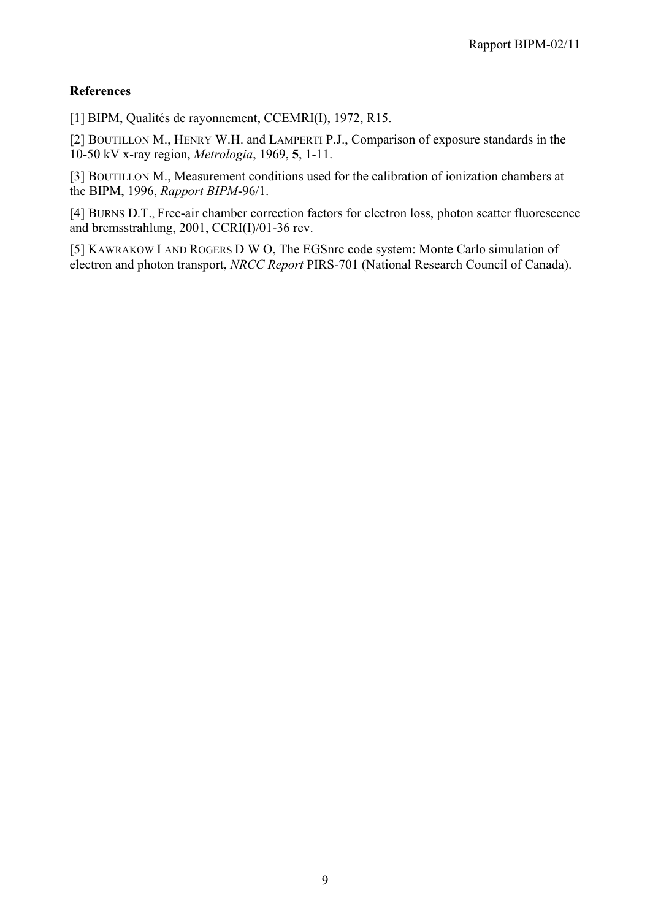**References**

[1] BIPM, Qualités de rayonnement, CCEMRI(I), 1972, R15.

[2] BOUTILLON M., HENRY W.H. and LAMPERTI P.J., Comparison of exposure standards in the 10-50 kV x-ray region, *Metrologia*, 1969, **5**, 1-11.

[3] BOUTILLON M., Measurement conditions used for the calibration of ionization chambers at the BIPM, 1996, *Rapport BIPM*-96/1.

[4] BURNS D.T., Free-air chamber correction factors for electron loss, photon scatter fluorescence and bremsstrahlung, 2001, CCRI(I)/01-36 rev.

[5] KAWRAKOW I AND ROGERS D W O, The EGSnrc code system: Monte Carlo simulation of electron and photon transport, *NRCC Report* PIRS-701 (National Research Council of Canada).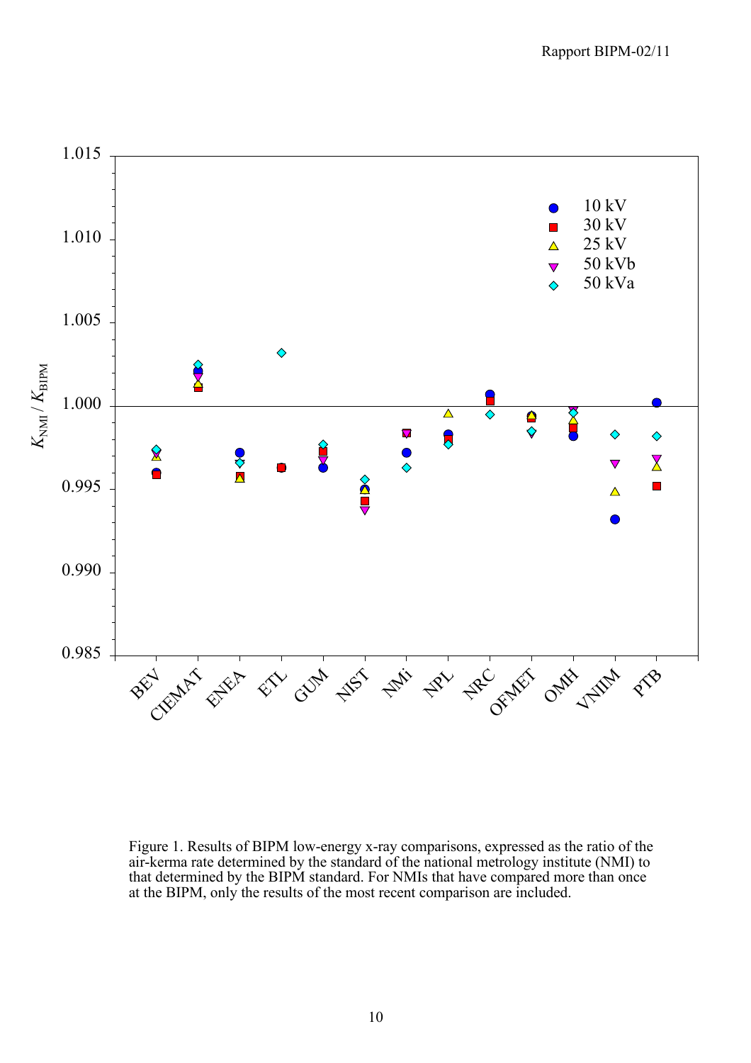1.015

1.010

1.005

1.000

0.995

0.990

0.985

$K_{NMI} / K_{BIPM}$

10 kV
30 kV
25 kV
50 kVb
50 kVa

BEV CIEMAT ENEA ETL GUM NIST NMi NPL NRC OFMET OMH VNIIM PTB

Figure 1. Results of BIPM low-energy x-ray comparisons, expressed as the ratio of the air-kerma rate determined by the standard of the national metrology institute (NMI) to that determined by the BIPM standard. For NMIs that have compared more than once at the BIPM, only the results of the most recent comparison are included.